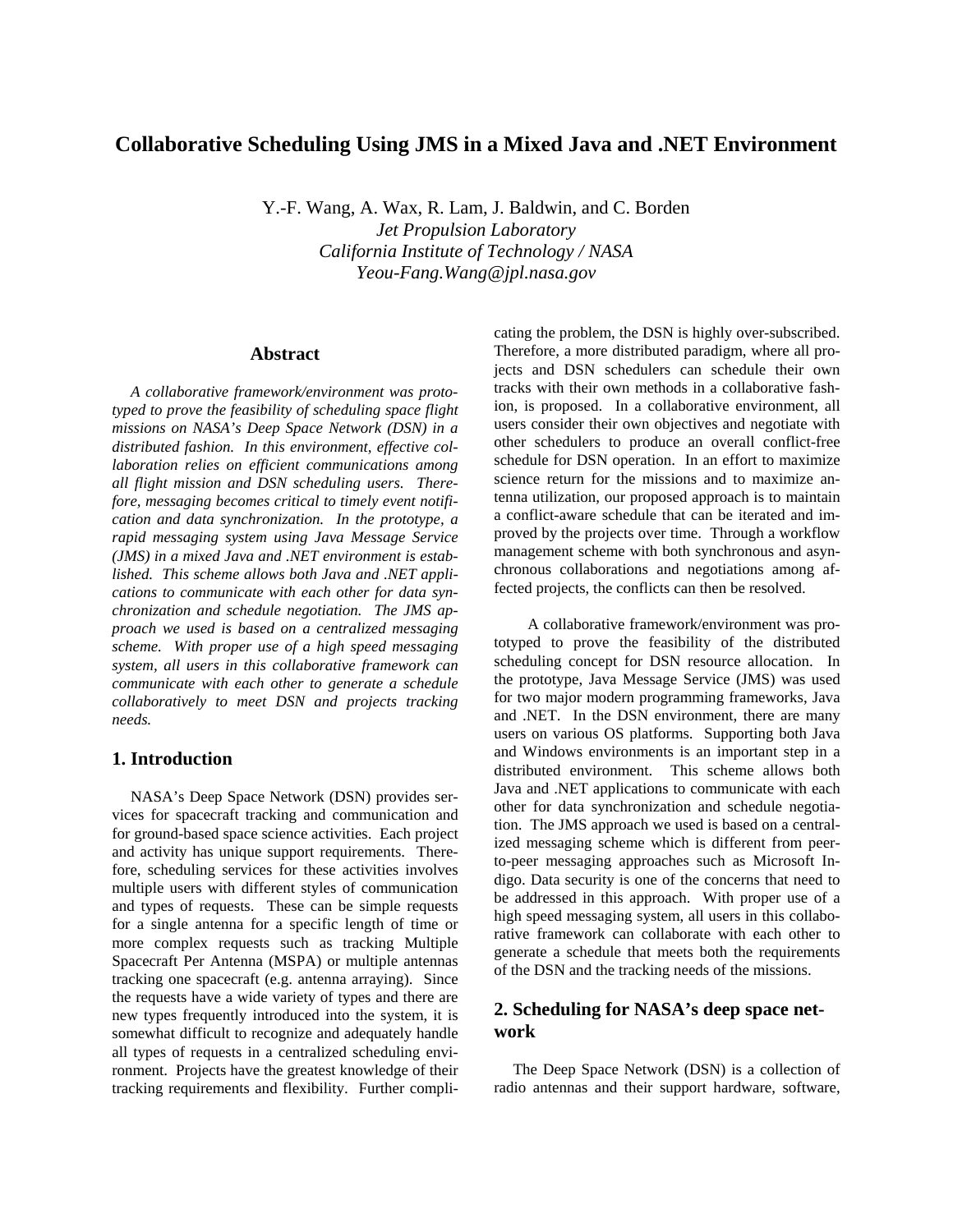# Collaborative Scheduling Using JMS in a Mixed Java and .NET Environment

Y.-F. Wang, A. Wax, R. Lam, J. Baldwin, and C. Borden
*Jet Propulsion Laboratory*
*California Institute of Technology / NASA*
*Yeou-Fang.Wang@jpl.nasa.gov*

## Abstract

*A collaborative framework/environment was prototyped to prove the feasibility of scheduling space flight missions on NASA's Deep Space Network (DSN) in a distributed fashion. In this environment, effective collaboration relies on efficient communications among all flight mission and DSN scheduling users. Therefore, messaging becomes critical to timely event notification and data synchronization. In the prototype, a rapid messaging system using Java Message Service (JMS) in a mixed Java and .NET environment is established. This scheme allows both Java and .NET applications to communicate with each other for data synchronization and schedule negotiation. The JMS approach we used is based on a centralized messaging scheme. With proper use of a high speed messaging system, all users in this collaborative framework can communicate with each other to generate a schedule collaboratively to meet DSN and projects tracking needs.*

## 1. Introduction

NASA's Deep Space Network (DSN) provides services for spacecraft tracking and communication and for ground-based space science activities. Each project and activity has unique support requirements. Therefore, scheduling services for these activities involves multiple users with different styles of communication and types of requests. These can be simple requests for a single antenna for a specific length of time or more complex requests such as tracking Multiple Spacecraft Per Antenna (MSPA) or multiple antennas tracking one spacecraft (e.g. antenna arraying). Since the requests have a wide variety of types and there are new types frequently introduced into the system, it is somewhat difficult to recognize and adequately handle all types of requests in a centralized scheduling environment. Projects have the greatest knowledge of their tracking requirements and flexibility. Further complicating the problem, the DSN is highly over-subscribed. Therefore, a more distributed paradigm, where all projects and DSN schedulers can schedule their own tracks with their own methods in a collaborative fashion, is proposed. In a collaborative environment, all users consider their own objectives and negotiate with other schedulers to produce an overall conflict-free schedule for DSN operation. In an effort to maximize science return for the missions and to maximize antenna utilization, our proposed approach is to maintain a conflict-aware schedule that can be iterated and improved by the projects over time. Through a workflow management scheme with both synchronous and asynchronous collaborations and negotiations among affected projects, the conflicts can then be resolved.

A collaborative framework/environment was prototyped to prove the feasibility of the distributed scheduling concept for DSN resource allocation. In the prototype, Java Message Service (JMS) was used for two major modern programming frameworks, Java and .NET. In the DSN environment, there are many users on various OS platforms. Supporting both Java and Windows environments is an important step in a distributed environment. This scheme allows both Java and .NET applications to communicate with each other for data synchronization and schedule negotiation. The JMS approach we used is based on a centralized messaging scheme which is different from peer-to-peer messaging approaches such as Microsoft Indigo. Data security is one of the concerns that need to be addressed in this approach. With proper use of a high speed messaging system, all users in this collaborative framework can collaborate with each other to generate a schedule that meets both the requirements of the DSN and the tracking needs of the missions.

## 2. Scheduling for NASA's deep space network

The Deep Space Network (DSN) is a collection of radio antennas and their support hardware, software,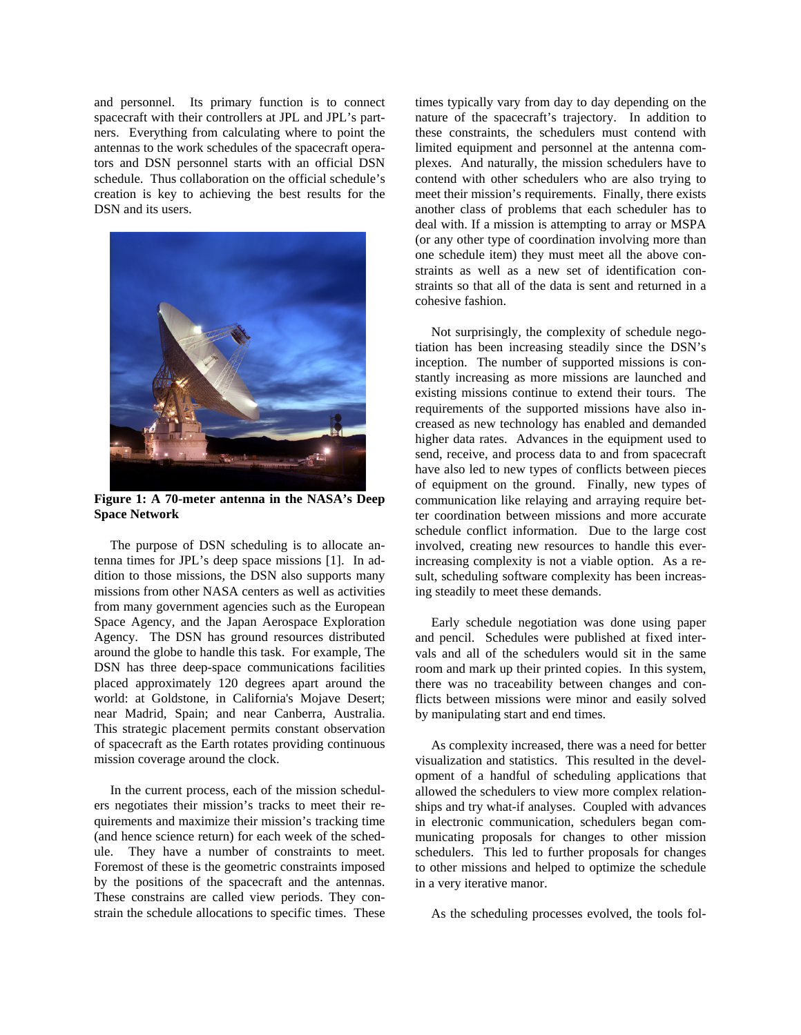and personnel. Its primary function is to connect spacecraft with their controllers at JPL and JPL's partners. Everything from calculating where to point the antennas to the work schedules of the spacecraft operators and DSN personnel starts with an official DSN schedule. Thus collaboration on the official schedule's creation is key to achieving the best results for the DSN and its users.

**Figure 1: A 70-meter antenna in the NASA's Deep Space Network**

The purpose of DSN scheduling is to allocate antenna times for JPL's deep space missions [1]. In addition to those missions, the DSN also supports many missions from other NASA centers as well as activities from many government agencies such as the European Space Agency, and the Japan Aerospace Exploration Agency. The DSN has ground resources distributed around the globe to handle this task. For example, The DSN has three deep-space communications facilities placed approximately 120 degrees apart around the world: at Goldstone, in California's Mojave Desert; near Madrid, Spain; and near Canberra, Australia. This strategic placement permits constant observation of spacecraft as the Earth rotates providing continuous mission coverage around the clock.

In the current process, each of the mission schedulers negotiates their mission's tracks to meet their requirements and maximize their mission's tracking time (and hence science return) for each week of the schedule. They have a number of constraints to meet. Foremost of these is the geometric constraints imposed by the positions of the spacecraft and the antennas. These constrains are called view periods. They constrain the schedule allocations to specific times. These times typically vary from day to day depending on the nature of the spacecraft's trajectory. In addition to these constraints, the schedulers must contend with limited equipment and personnel at the antenna complexes. And naturally, the mission schedulers have to contend with other schedulers who are also trying to meet their mission's requirements. Finally, there exists another class of problems that each scheduler has to deal with. If a mission is attempting to array or MSPA (or any other type of coordination involving more than one schedule item) they must meet all the above constraints as well as a new set of identification constraints so that all of the data is sent and returned in a cohesive fashion.

Not surprisingly, the complexity of schedule negotiation has been increasing steadily since the DSN's inception. The number of supported missions is constantly increasing as more missions are launched and existing missions continue to extend their tours. The requirements of the supported missions have also increased as new technology has enabled and demanded higher data rates. Advances in the equipment used to send, receive, and process data to and from spacecraft have also led to new types of conflicts between pieces of equipment on the ground. Finally, new types of communication like relaying and arraying require better coordination between missions and more accurate schedule conflict information. Due to the large cost involved, creating new resources to handle this ever-increasing complexity is not a viable option. As a result, scheduling software complexity has been increasing steadily to meet these demands.

Early schedule negotiation was done using paper and pencil. Schedules were published at fixed intervals and all of the schedulers would sit in the same room and mark up their printed copies. In this system, there was no traceability between changes and conflicts between missions were minor and easily solved by manipulating start and end times.

As complexity increased, there was a need for better visualization and statistics. This resulted in the development of a handful of scheduling applications that allowed the schedulers to view more complex relationships and try what-if analyses. Coupled with advances in electronic communication, schedulers began communicating proposals for changes to other mission schedulers. This led to further proposals for changes to other missions and helped to optimize the schedule in a very iterative manor.

As the scheduling processes evolved, the tools fol-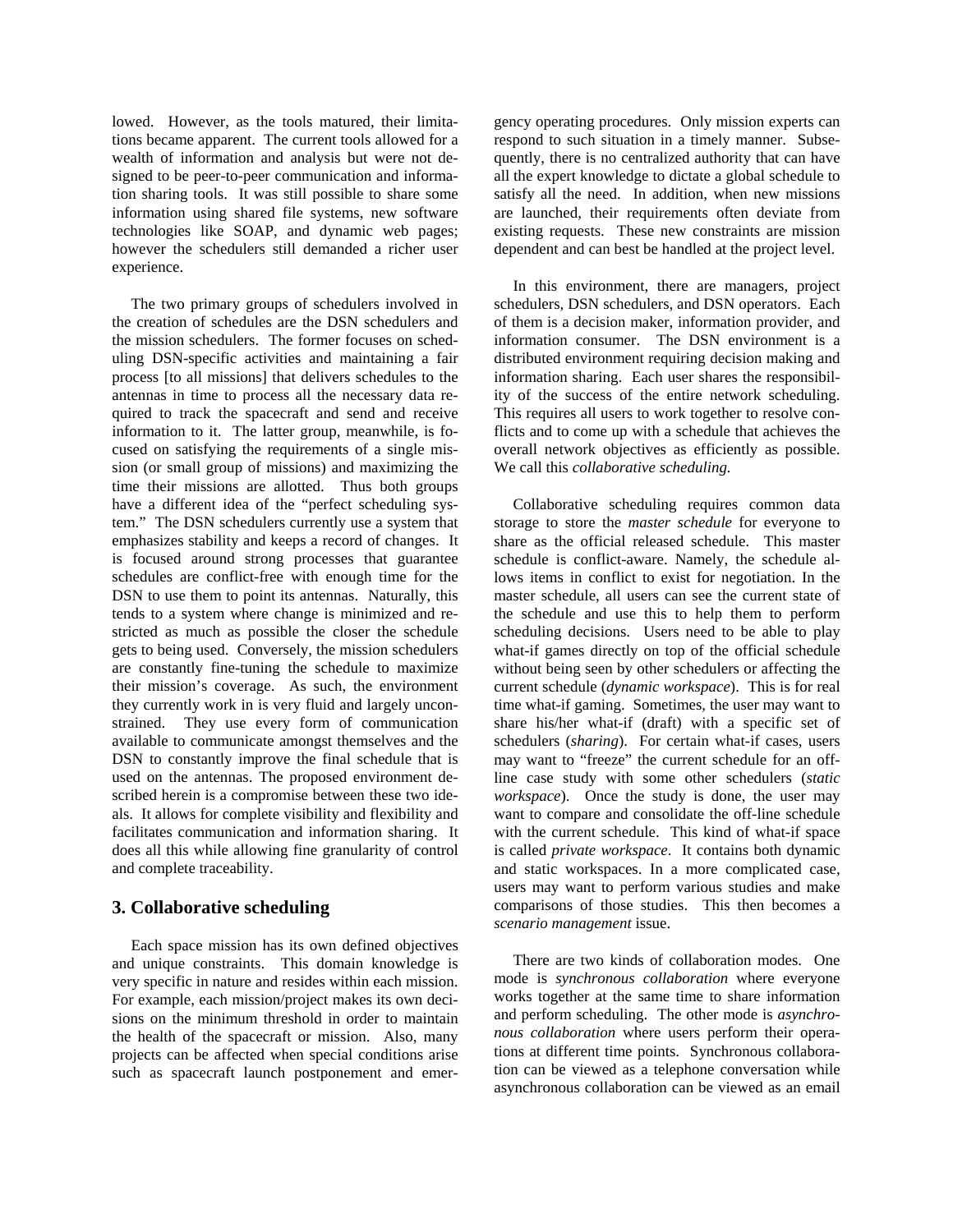lowed. However, as the tools matured, their limitations became apparent. The current tools allowed for a wealth of information and analysis but were not designed to be peer-to-peer communication and information sharing tools. It was still possible to share some information using shared file systems, new software technologies like SOAP, and dynamic web pages; however the schedulers still demanded a richer user experience.

The two primary groups of schedulers involved in the creation of schedules are the DSN schedulers and the mission schedulers. The former focuses on scheduling DSN-specific activities and maintaining a fair process [to all missions] that delivers schedules to the antennas in time to process all the necessary data required to track the spacecraft and send and receive information to it. The latter group, meanwhile, is focused on satisfying the requirements of a single mission (or small group of missions) and maximizing the time their missions are allotted. Thus both groups have a different idea of the "perfect scheduling system." The DSN schedulers currently use a system that emphasizes stability and keeps a record of changes. It is focused around strong processes that guarantee schedules are conflict-free with enough time for the DSN to use them to point its antennas. Naturally, this tends to a system where change is minimized and restricted as much as possible the closer the schedule gets to being used. Conversely, the mission schedulers are constantly fine-tuning the schedule to maximize their mission's coverage. As such, the environment they currently work in is very fluid and largely unconstrained. They use every form of communication available to communicate amongst themselves and the DSN to constantly improve the final schedule that is used on the antennas. The proposed environment described herein is a compromise between these two ideals. It allows for complete visibility and flexibility and facilitates communication and information sharing. It does all this while allowing fine granularity of control and complete traceability.

## 3. Collaborative scheduling

Each space mission has its own defined objectives and unique constraints. This domain knowledge is very specific in nature and resides within each mission. For example, each mission/project makes its own decisions on the minimum threshold in order to maintain the health of the spacecraft or mission. Also, many projects can be affected when special conditions arise such as spacecraft launch postponement and emergency operating procedures. Only mission experts can respond to such situation in a timely manner. Subsequently, there is no centralized authority that can have all the expert knowledge to dictate a global schedule to satisfy all the need. In addition, when new missions are launched, their requirements often deviate from existing requests. These new constraints are mission dependent and can best be handled at the project level.

In this environment, there are managers, project schedulers, DSN schedulers, and DSN operators. Each of them is a decision maker, information provider, and information consumer. The DSN environment is a distributed environment requiring decision making and information sharing. Each user shares the responsibility of the success of the entire network scheduling. This requires all users to work together to resolve conflicts and to come up with a schedule that achieves the overall network objectives as efficiently as possible. We call this *collaborative scheduling.*

Collaborative scheduling requires common data storage to store the *master schedule* for everyone to share as the official released schedule. This master schedule is conflict-aware. Namely, the schedule allows items in conflict to exist for negotiation. In the master schedule, all users can see the current state of the schedule and use this to help them to perform scheduling decisions. Users need to be able to play what-if games directly on top of the official schedule without being seen by other schedulers or affecting the current schedule (*dynamic workspace*). This is for real time what-if gaming. Sometimes, the user may want to share his/her what-if (draft) with a specific set of schedulers (*sharing*). For certain what-if cases, users may want to "freeze" the current schedule for an off-line case study with some other schedulers (*static workspace*). Once the study is done, the user may want to compare and consolidate the off-line schedule with the current schedule. This kind of what-if space is called *private workspace*. It contains both dynamic and static workspaces. In a more complicated case, users may want to perform various studies and make comparisons of those studies. This then becomes a *scenario management* issue.

There are two kinds of collaboration modes. One mode is *synchronous collaboration* where everyone works together at the same time to share information and perform scheduling. The other mode is *asynchronous collaboration* where users perform their operations at different time points. Synchronous collaboration can be viewed as a telephone conversation while asynchronous collaboration can be viewed as an email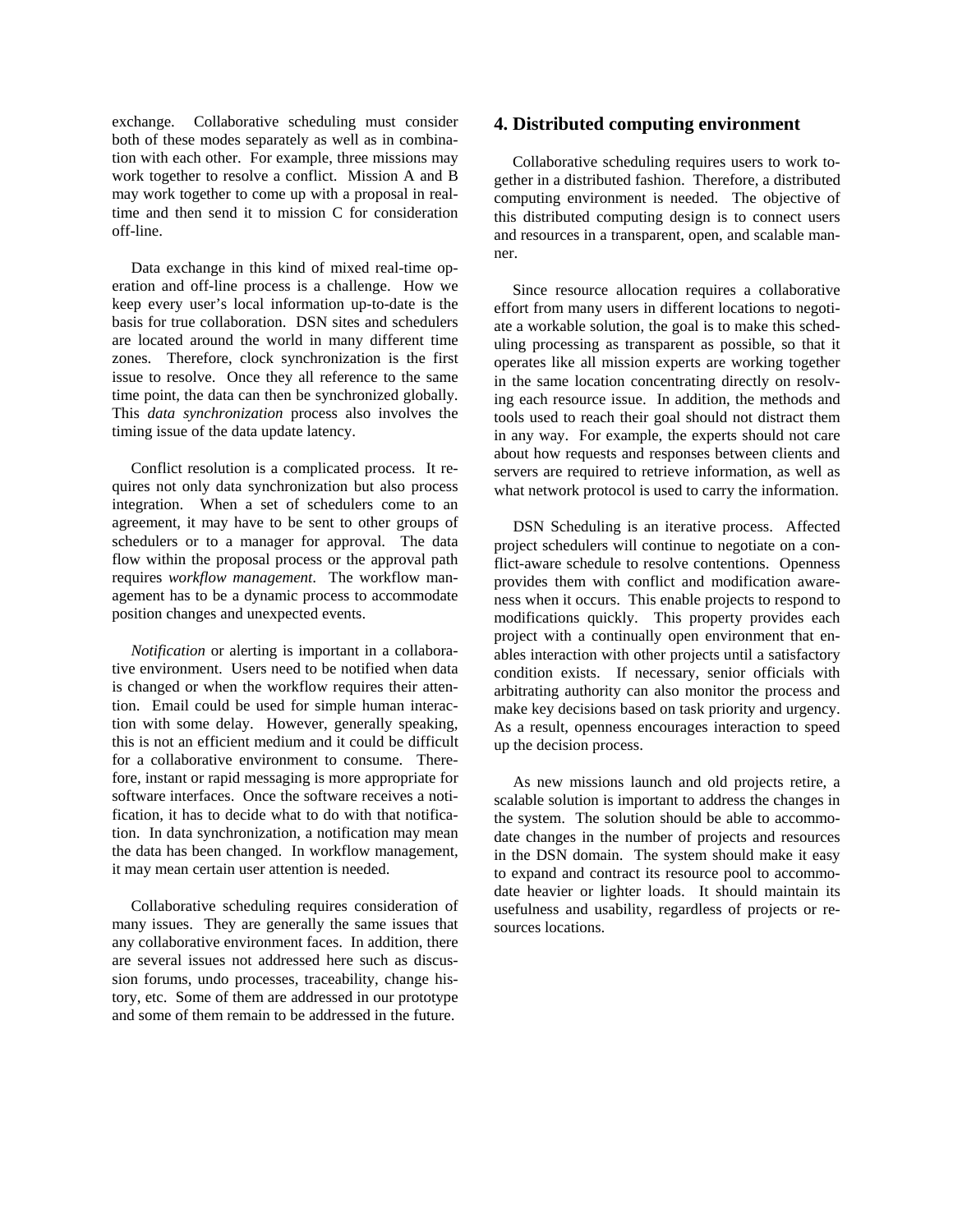exchange. Collaborative scheduling must consider both of these modes separately as well as in combination with each other. For example, three missions may work together to resolve a conflict. Mission A and B may work together to come up with a proposal in real-time and then send it to mission C for consideration off-line.

Data exchange in this kind of mixed real-time operation and off-line process is a challenge. How we keep every user's local information up-to-date is the basis for true collaboration. DSN sites and schedulers are located around the world in many different time zones. Therefore, clock synchronization is the first issue to resolve. Once they all reference to the same time point, the data can then be synchronized globally. This *data synchronization* process also involves the timing issue of the data update latency.

Conflict resolution is a complicated process. It requires not only data synchronization but also process integration. When a set of schedulers come to an agreement, it may have to be sent to other groups of schedulers or to a manager for approval. The data flow within the proposal process or the approval path requires *workflow management*. The workflow management has to be a dynamic process to accommodate position changes and unexpected events.

*Notification* or alerting is important in a collaborative environment. Users need to be notified when data is changed or when the workflow requires their attention. Email could be used for simple human interaction with some delay. However, generally speaking, this is not an efficient medium and it could be difficult for a collaborative environment to consume. Therefore, instant or rapid messaging is more appropriate for software interfaces. Once the software receives a notification, it has to decide what to do with that notification. In data synchronization, a notification may mean the data has been changed. In workflow management, it may mean certain user attention is needed.

Collaborative scheduling requires consideration of many issues. They are generally the same issues that any collaborative environment faces. In addition, there are several issues not addressed here such as discussion forums, undo processes, traceability, change history, etc. Some of them are addressed in our prototype and some of them remain to be addressed in the future.

## 4. Distributed computing environment

Collaborative scheduling requires users to work together in a distributed fashion. Therefore, a distributed computing environment is needed. The objective of this distributed computing design is to connect users and resources in a transparent, open, and scalable manner.

Since resource allocation requires a collaborative effort from many users in different locations to negotiate a workable solution, the goal is to make this scheduling processing as transparent as possible, so that it operates like all mission experts are working together in the same location concentrating directly on resolving each resource issue. In addition, the methods and tools used to reach their goal should not distract them in any way. For example, the experts should not care about how requests and responses between clients and servers are required to retrieve information, as well as what network protocol is used to carry the information.

DSN Scheduling is an iterative process. Affected project schedulers will continue to negotiate on a conflict-aware schedule to resolve contentions. Openness provides them with conflict and modification awareness when it occurs. This enable projects to respond to modifications quickly. This property provides each project with a continually open environment that enables interaction with other projects until a satisfactory condition exists. If necessary, senior officials with arbitrating authority can also monitor the process and make key decisions based on task priority and urgency. As a result, openness encourages interaction to speed up the decision process.

As new missions launch and old projects retire, a scalable solution is important to address the changes in the system. The solution should be able to accommodate changes in the number of projects and resources in the DSN domain. The system should make it easy to expand and contract its resource pool to accommodate heavier or lighter loads. It should maintain its usefulness and usability, regardless of projects or resources locations.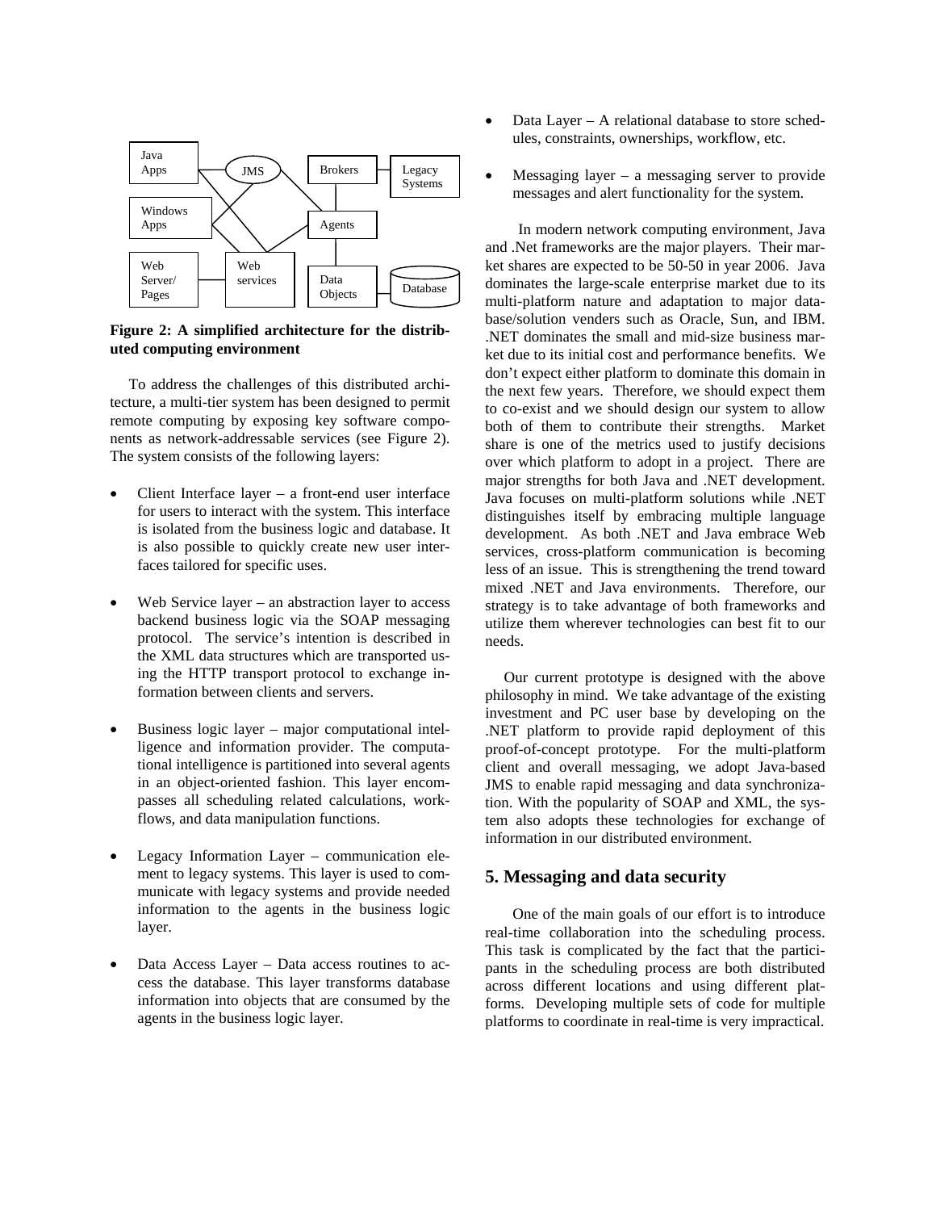Java Apps

JMS

Brokers

Legacy Systems

Windows Apps

Agents

Web Server/ Pages

Web services

Data Objects

Database

**Figure 2: A simplified architecture for the distributed computing environment**

To address the challenges of this distributed architecture, a multi-tier system has been designed to permit remote computing by exposing key software components as network-addressable services (see Figure 2). The system consists of the following layers:

- Client Interface layer – a front-end user interface for users to interact with the system. This interface is isolated from the business logic and database. It is also possible to quickly create new user interfaces tailored for specific uses.
- Web Service layer – an abstraction layer to access backend business logic via the SOAP messaging protocol. The service's intention is described in the XML data structures which are transported using the HTTP transport protocol to exchange information between clients and servers.
- Business logic layer – major computational intelligence and information provider. The computational intelligence is partitioned into several agents in an object-oriented fashion. This layer encompasses all scheduling related calculations, workflows, and data manipulation functions.
- Legacy Information Layer – communication element to legacy systems. This layer is used to communicate with legacy systems and provide needed information to the agents in the business logic layer.
- Data Access Layer – Data access routines to access the database. This layer transforms database information into objects that are consumed by the agents in the business logic layer.
- Data Layer – A relational database to store schedules, constraints, ownerships, workflow, etc.
- Messaging layer – a messaging server to provide messages and alert functionality for the system.

In modern network computing environment, Java and .Net frameworks are the major players. Their market shares are expected to be 50-50 in year 2006. Java dominates the large-scale enterprise market due to its multi-platform nature and adaptation to major database/solution venders such as Oracle, Sun, and IBM. .NET dominates the small and mid-size business market due to its initial cost and performance benefits. We don't expect either platform to dominate this domain in the next few years. Therefore, we should expect them to co-exist and we should design our system to allow both of them to contribute their strengths. Market share is one of the metrics used to justify decisions over which platform to adopt in a project. There are major strengths for both Java and .NET development. Java focuses on multi-platform solutions while .NET distinguishes itself by embracing multiple language development. As both .NET and Java embrace Web services, cross-platform communication is becoming less of an issue. This is strengthening the trend toward mixed .NET and Java environments. Therefore, our strategy is to take advantage of both frameworks and utilize them wherever technologies can best fit to our needs.

Our current prototype is designed with the above philosophy in mind. We take advantage of the existing investment and PC user base by developing on the .NET platform to provide rapid deployment of this proof-of-concept prototype. For the multi-platform client and overall messaging, we adopt Java-based JMS to enable rapid messaging and data synchronization. With the popularity of SOAP and XML, the system also adopts these technologies for exchange of information in our distributed environment.

## 5. Messaging and data security

One of the main goals of our effort is to introduce real-time collaboration into the scheduling process. This task is complicated by the fact that the participants in the scheduling process are both distributed across different locations and using different platforms. Developing multiple sets of code for multiple platforms to coordinate in real-time is very impractical.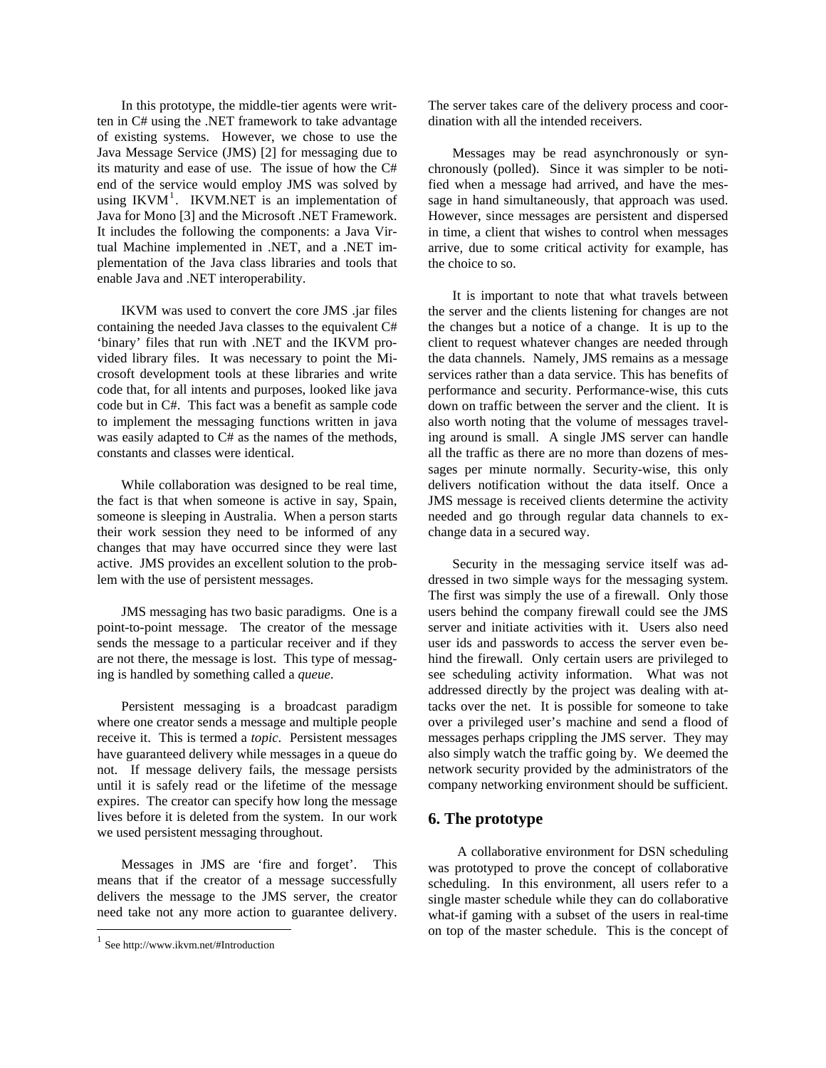In this prototype, the middle-tier agents were written in C# using the .NET framework to take advantage of existing systems. However, we chose to use the Java Message Service (JMS) [2] for messaging due to its maturity and ease of use. The issue of how the C# end of the service would employ JMS was solved by using IKVM[1]. IKVM.NET is an implementation of Java for Mono [3] and the Microsoft .NET Framework. It includes the following the components: a Java Virtual Machine implemented in .NET, and a .NET implementation of the Java class libraries and tools that enable Java and .NET interoperability.

IKVM was used to convert the core JMS .jar files containing the needed Java classes to the equivalent C# 'binary' files that run with .NET and the IKVM provided library files. It was necessary to point the Microsoft development tools at these libraries and write code that, for all intents and purposes, looked like java code but in C#. This fact was a benefit as sample code to implement the messaging functions written in java was easily adapted to C# as the names of the methods, constants and classes were identical.

While collaboration was designed to be real time, the fact is that when someone is active in say, Spain, someone is sleeping in Australia. When a person starts their work session they need to be informed of any changes that may have occurred since they were last active. JMS provides an excellent solution to the problem with the use of persistent messages.

JMS messaging has two basic paradigms. One is a point-to-point message. The creator of the message sends the message to a particular receiver and if they are not there, the message is lost. This type of messaging is handled by something called a *queue*.

Persistent messaging is a broadcast paradigm where one creator sends a message and multiple people receive it. This is termed a *topic*. Persistent messages have guaranteed delivery while messages in a queue do not. If message delivery fails, the message persists until it is safely read or the lifetime of the message expires. The creator can specify how long the message lives before it is deleted from the system. In our work we used persistent messaging throughout.

Messages in JMS are 'fire and forget'. This means that if the creator of a message successfully delivers the message to the JMS server, the creator need take not any more action to guarantee delivery. The server takes care of the delivery process and coordination with all the intended receivers.

Messages may be read asynchronously or synchronously (polled). Since it was simpler to be notified when a message had arrived, and have the message in hand simultaneously, that approach was used. However, since messages are persistent and dispersed in time, a client that wishes to control when messages arrive, due to some critical activity for example, has the choice to so.

It is important to note that what travels between the server and the clients listening for changes are not the changes but a notice of a change. It is up to the client to request whatever changes are needed through the data channels. Namely, JMS remains as a message services rather than a data service. This has benefits of performance and security. Performance-wise, this cuts down on traffic between the server and the client. It is also worth noting that the volume of messages traveling around is small. A single JMS server can handle all the traffic as there are no more than dozens of messages per minute normally. Security-wise, this only delivers notification without the data itself. Once a JMS message is received clients determine the activity needed and go through regular data channels to exchange data in a secured way.

Security in the messaging service itself was addressed in two simple ways for the messaging system. The first was simply the use of a firewall. Only those users behind the company firewall could see the JMS server and initiate activities with it. Users also need user ids and passwords to access the server even behind the firewall. Only certain users are privileged to see scheduling activity information. What was not addressed directly by the project was dealing with attacks over the net. It is possible for someone to take over a privileged user's machine and send a flood of messages perhaps crippling the JMS server. They may also simply watch the traffic going by. We deemed the network security provided by the administrators of the company networking environment should be sufficient.

## 6. The prototype

A collaborative environment for DSN scheduling was prototyped to prove the concept of collaborative scheduling. In this environment, all users refer to a single master schedule while they can do collaborative what-if gaming with a subset of the users in real-time on top of the master schedule. This is the concept of

[1] See http://www.ikvm.net/#Introduction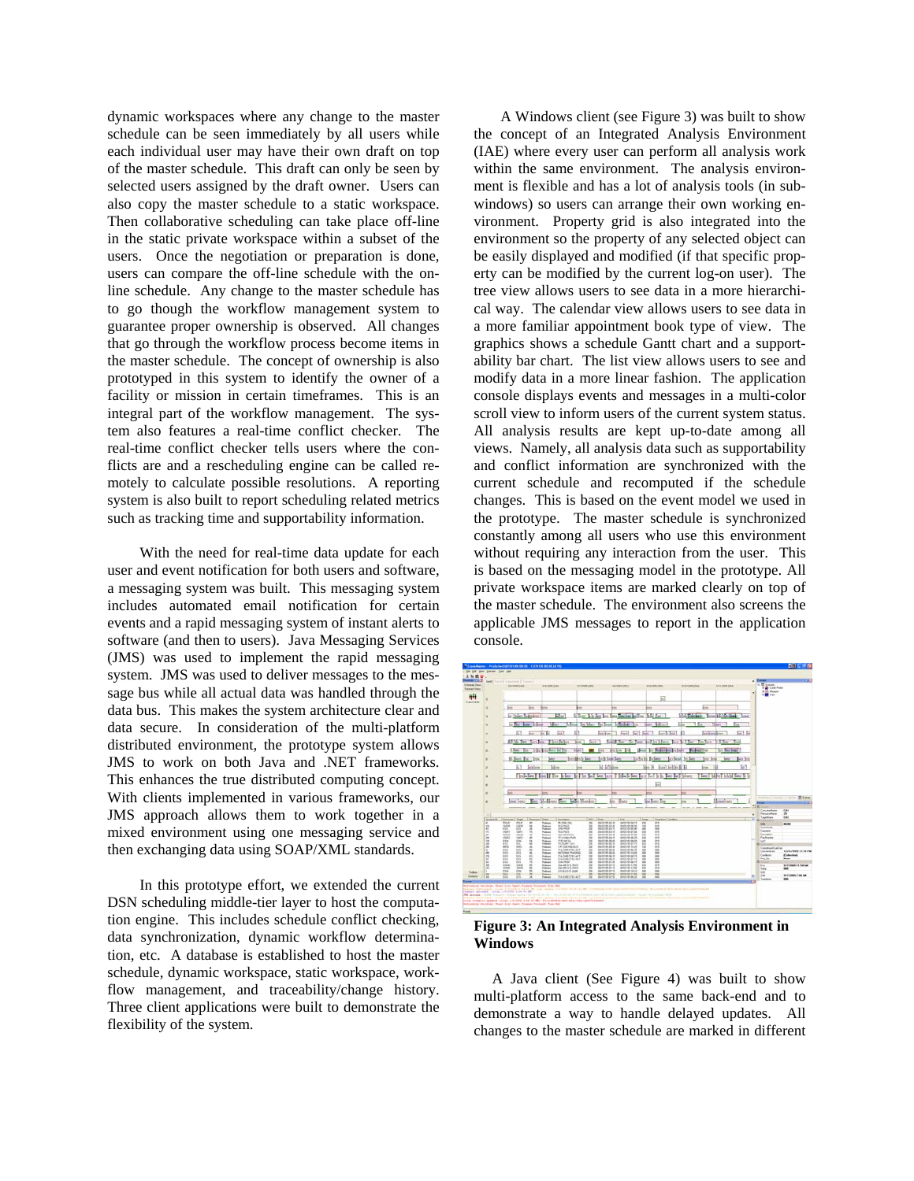dynamic workspaces where any change to the master schedule can be seen immediately by all users while each individual user may have their own draft on top of the master schedule. This draft can only be seen by selected users assigned by the draft owner. Users can also copy the master schedule to a static workspace. Then collaborative scheduling can take place off-line in the static private workspace within a subset of the users. Once the negotiation or preparation is done, users can compare the off-line schedule with the on-line schedule. Any change to the master schedule has to go though the workflow management system to guarantee proper ownership is observed. All changes that go through the workflow process become items in the master schedule. The concept of ownership is also prototyped in this system to identify the owner of a facility or mission in certain timeframes. This is an integral part of the workflow management. The system also features a real-time conflict checker. The real-time conflict checker tells users where the conflicts are and a rescheduling engine can be called remotely to calculate possible resolutions. A reporting system is also built to report scheduling related metrics such as tracking time and supportability information.

With the need for real-time data update for each user and event notification for both users and software, a messaging system was built. This messaging system includes automated email notification for certain events and a rapid messaging system of instant alerts to software (and then to users). Java Messaging Services (JMS) was used to implement the rapid messaging system. JMS was used to deliver messages to the message bus while all actual data was handled through the data bus. This makes the system architecture clear and data secure. In consideration of the multi-platform distributed environment, the prototype system allows JMS to work on both Java and .NET frameworks. This enhances the true distributed computing concept. With clients implemented in various frameworks, our JMS approach allows them to work together in a mixed environment using one messaging service and then exchanging data using SOAP/XML standards.

In this prototype effort, we extended the current DSN scheduling middle-tier layer to host the computation engine. This includes schedule conflict checking, data synchronization, dynamic workflow determination, etc. A database is established to host the master schedule, dynamic workspace, static workspace, workflow management, and traceability/change history. Three client applications were built to demonstrate the flexibility of the system.

A Windows client (see Figure 3) was built to show the concept of an Integrated Analysis Environment (IAE) where every user can perform all analysis work within the same environment. The analysis environment is flexible and has a lot of analysis tools (in sub-windows) so users can arrange their own working environment. Property grid is also integrated into the environment so the property of any selected object can be easily displayed and modified (if that specific property can be modified by the current log-on user). The tree view allows users to see data in a more hierarchical way. The calendar view allows users to see data in a more familiar appointment book type of view. The graphics shows a schedule Gantt chart and a supportability bar chart. The list view allows users to see and modify data in a more linear fashion. The application console displays events and messages in a multi-color scroll view to inform users of the current system status. All analysis results are kept up-to-date among all views. Namely, all analysis data such as supportability and conflict information are synchronized with the current schedule and recomputed if the schedule changes. This is based on the event model we used in the prototype. The master schedule is synchronized constantly among all users who use this environment without requiring any interaction from the user. This is based on the messaging model in the prototype. All private workspace items are marked clearly on top of the master schedule. The environment also screens the applicable JMS messages to report in the application console.

**Figure 3: An Integrated Analysis Environment in Windows**

A Java client (See Figure 4) was built to show multi-platform access to the same back-end and to demonstrate a way to handle delayed updates. All changes to the master schedule are marked in different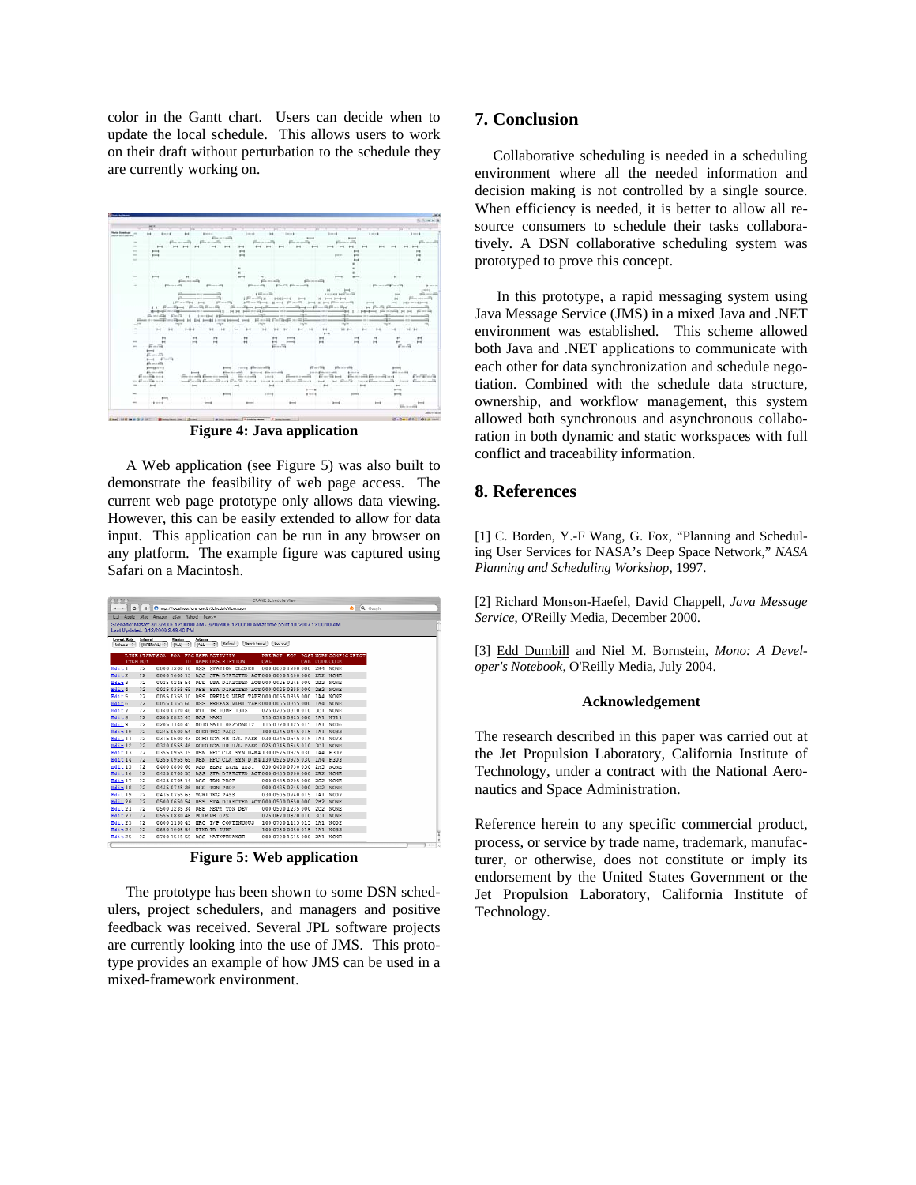color in the Gantt chart. Users can decide when to update the local schedule. This allows users to work on their draft without perturbation to the schedule they are currently working on.

**Figure 4: Java application**

A Web application (see Figure 5) was also built to demonstrate the feasibility of web page access. The current web page prototype only allows data viewing. However, this can be easily extended to allow for data input. This application can be run in any browser on any platform. The example figure was captured using Safari on a Macintosh.

**Figure 5: Web application**

The prototype has been shown to some DSN schedulers, project schedulers, and managers and positive feedback was received. Several JPL software projects are currently looking into the use of JMS. This prototype provides an example of how JMS can be used in a mixed-framework environment.

## 7. Conclusion

Collaborative scheduling is needed in a scheduling environment where all the needed information and decision making is not controlled by a single source. When efficiency is needed, it is better to allow all resource consumers to schedule their tasks collaboratively. A DSN collaborative scheduling system was prototyped to prove this concept.

In this prototype, a rapid messaging system using Java Message Service (JMS) in a mixed Java and .NET environment was established. This scheme allowed both Java and .NET applications to communicate with each other for data synchronization and schedule negotiation. Combined with the schedule data structure, ownership, and workflow management, this system allowed both synchronous and asynchronous collaboration in both dynamic and static workspaces with full conflict and traceability information.

## 8. References

[1] C. Borden, Y.-F Wang, G. Fox, "Planning and Scheduling User Services for NASA's Deep Space Network," *NASA Planning and Scheduling Workshop*, 1997.

[2] Richard Monson-Haefel, David Chappell, *Java Message Service*, O'Reilly Media, December 2000.

[3] Edd Dumbill and Niel M. Bornstein, *Mono: A Developer's Notebook*, O'Reilly Media, July 2004.

### Acknowledgement

The research described in this paper was carried out at the Jet Propulsion Laboratory, California Institute of Technology, under a contract with the National Aeronautics and Space Administration.

Reference herein to any specific commercial product, process, or service by trade name, trademark, manufacturer, or otherwise, does not constitute or imply its endorsement by the United States Government or the Jet Propulsion Laboratory, California Institute of Technology.